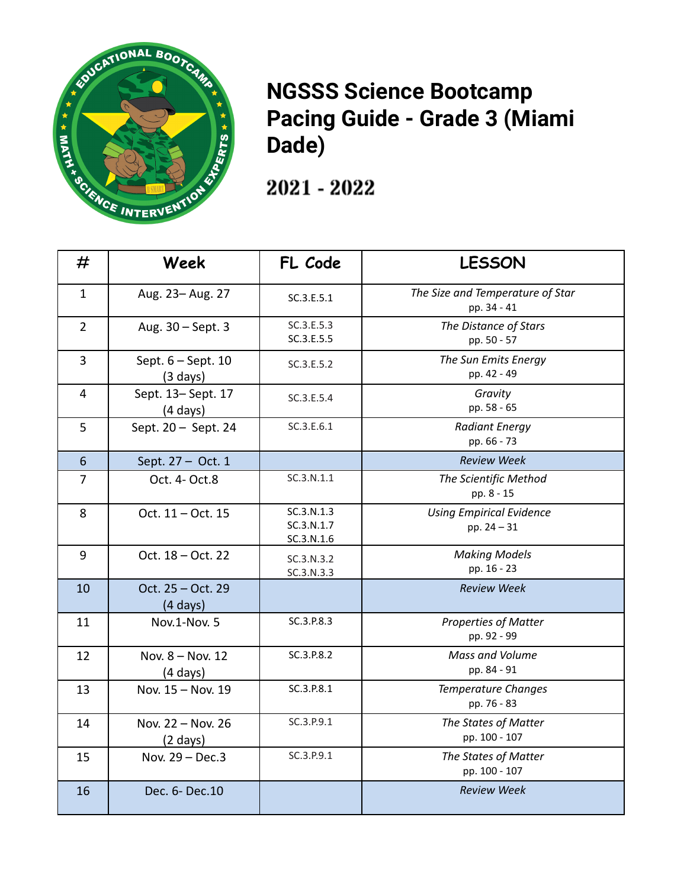# NGSSS Science Bootcamp Pacing Guide - Grade 3 (Miami Dade)

## 2021 - 2022

| # | Week | FL Code | LESSON |
|---|---|---|---|
| 1 | Aug. 23– Aug. 27 | SC.3.E.5.1 | *The Size and Temperature of Star*<br>pp. 34 - 41 |
| 2 | Aug. 30 – Sept. 3 | SC.3.E.5.3<br>SC.3.E.5.5 | *The Distance of Stars*<br>pp. 50 - 57 |
| 3 | Sept. 6 – Sept. 10<br>(3 days) | SC.3.E.5.2 | *The Sun Emits Energy*<br>pp. 42 - 49 |
| 4 | Sept. 13– Sept. 17<br>(4 days) | SC.3.E.5.4 | *Gravity*<br>pp. 58 - 65 |
| 5 | Sept. 20 – Sept. 24 | SC.3.E.6.1 | *Radiant Energy*<br>pp. 66 - 73 |
| 6 | Sept. 27 – Oct. 1 | | *Review Week* |
| 7 | Oct. 4- Oct.8 | SC.3.N.1.1 | *The Scientific Method*<br>pp. 8 - 15 |
| 8 | Oct. 11 – Oct. 15 | SC.3.N.1.3<br>SC.3.N.1.7<br>SC.3.N.1.6 | *Using Empirical Evidence*<br>pp. 24 – 31 |
| 9 | Oct. 18 – Oct. 22 | SC.3.N.3.2<br>SC.3.N.3.3 | *Making Models*<br>pp. 16 - 23 |
| 10 | Oct. 25 – Oct. 29<br>(4 days) | | *Review Week* |
| 11 | Nov.1-Nov. 5 | SC.3.P.8.3 | *Properties of Matter*<br>pp. 92 - 99 |
| 12 | Nov. 8 – Nov. 12<br>(4 days) | SC.3.P.8.2 | *Mass and Volume*<br>pp. 84 - 91 |
| 13 | Nov. 15 – Nov. 19 | SC.3.P.8.1 | *Temperature Changes*<br>pp. 76 - 83 |
| 14 | Nov. 22 – Nov. 26<br>(2 days) | SC.3.P.9.1 | *The States of Matter*<br>pp. 100 - 107 |
| 15 | Nov. 29 – Dec.3 | SC.3.P.9.1 | *The States of Matter*<br>pp. 100 - 107 |
| 16 | Dec. 6- Dec.10 | | *Review Week* |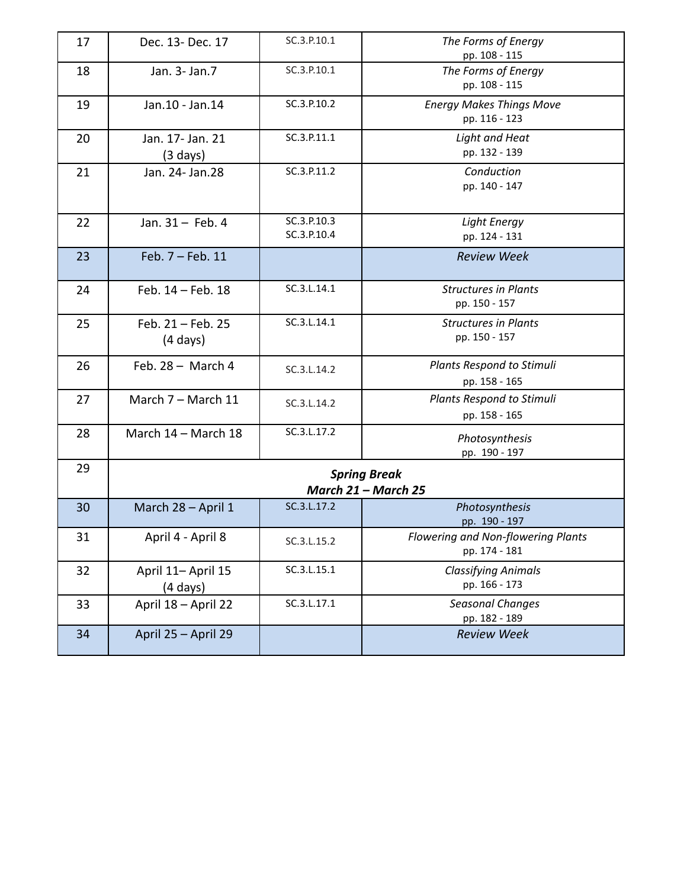| | | | |
|---|---|---|---|
| 17 | Dec. 13- Dec. 17 | SC.3.P.10.1 | *The Forms of Energy*<br>pp. 108 - 115 |
| 18 | Jan. 3- Jan.7 | SC.3.P.10.1 | *The Forms of Energy*<br>pp. 108 - 115 |
| 19 | Jan.10 - Jan.14 | SC.3.P.10.2 | *Energy Makes Things Move*<br>pp. 116 - 123 |
| 20 | Jan. 17- Jan. 21<br>(3 days) | SC.3.P.11.1 | *Light and Heat*<br>pp. 132 - 139 |
| 21 | Jan. 24- Jan.28 | SC.3.P.11.2 | *Conduction*<br>pp. 140 - 147 |
| 22 | Jan. 31 – Feb. 4 | SC.3.P.10.3<br>SC.3.P.10.4 | *Light Energy*<br>pp. 124 - 131 |
| 23 | Feb. 7 – Feb. 11 | | *Review Week* |
| 24 | Feb. 14 – Feb. 18 | SC.3.L.14.1 | *Structures in Plants*<br>pp. 150 - 157 |
| 25 | Feb. 21 – Feb. 25<br>(4 days) | SC.3.L.14.1 | *Structures in Plants*<br>pp. 150 - 157 |
| 26 | Feb. 28 – March 4 | SC.3.L.14.2 | *Plants Respond to Stimuli*<br>pp. 158 - 165 |
| 27 | March 7 – March 11 | SC.3.L.14.2 | *Plants Respond to Stimuli*<br>pp. 158 - 165 |
| 28 | March 14 – March 18 | SC.3.L.17.2 | *Photosynthesis*<br>pp. 190 - 197 |
| 29 | ***Spring Break***<br>***March 21 – March 25*** | | |
| 30 | March 28 – April 1 | SC.3.L.17.2 | *Photosynthesis*<br>pp. 190 - 197 |
| 31 | April 4 - April 8 | SC.3.L.15.2 | *Flowering and Non-flowering Plants*<br>pp. 174 - 181 |
| 32 | April 11– April 15<br>(4 days) | SC.3.L.15.1 | *Classifying Animals*<br>pp. 166 - 173 |
| 33 | April 18 – April 22 | SC.3.L.17.1 | *Seasonal Changes*<br>pp. 182 - 189 |
| 34 | April 25 – April 29 | | *Review Week* |